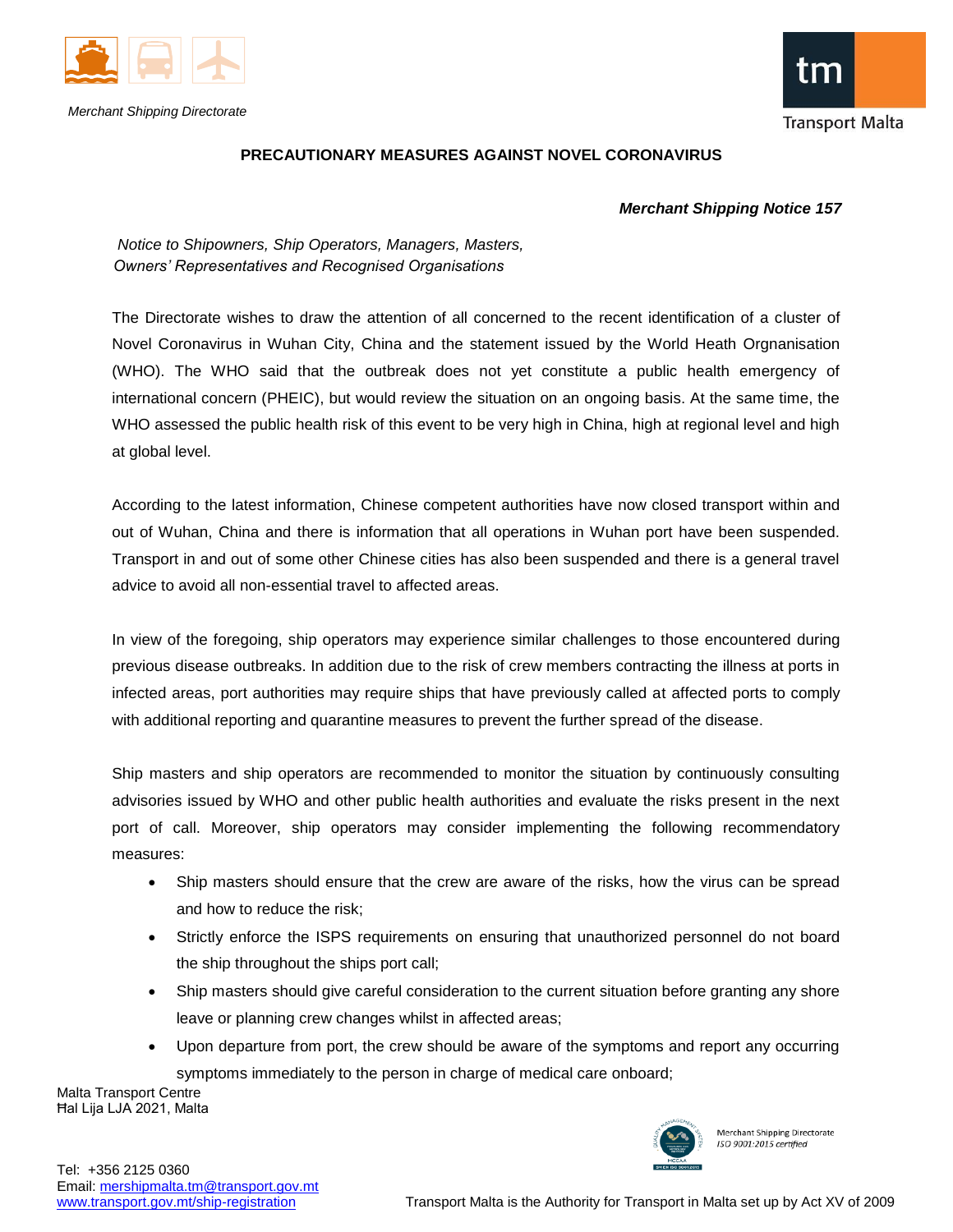Merchant Shipping Directorate

Transport Malta

# PRECAUTIONARY MEASURES AGAINST NOVEL CORONAVIRUS

***Merchant Shipping Notice 157***

*Notice to Shipowners, Ship Operators, Managers, Masters, Owners' Representatives and Recognised Organisations*

The Directorate wishes to draw the attention of all concerned to the recent identification of a cluster of Novel Coronavirus in Wuhan City, China and the statement issued by the World Heath Orgnanisation (WHO). The WHO said that the outbreak does not yet constitute a public health emergency of international concern (PHEIC), but would review the situation on an ongoing basis. At the same time, the WHO assessed the public health risk of this event to be very high in China, high at regional level and high at global level.

According to the latest information, Chinese competent authorities have now closed transport within and out of Wuhan, China and there is information that all operations in Wuhan port have been suspended. Transport in and out of some other Chinese cities has also been suspended and there is a general travel advice to avoid all non-essential travel to affected areas.

In view of the foregoing, ship operators may experience similar challenges to those encountered during previous disease outbreaks. In addition due to the risk of crew members contracting the illness at ports in infected areas, port authorities may require ships that have previously called at affected ports to comply with additional reporting and quarantine measures to prevent the further spread of the disease.

Ship masters and ship operators are recommended to monitor the situation by continuously consulting advisories issued by WHO and other public health authorities and evaluate the risks present in the next port of call. Moreover, ship operators may consider implementing the following recommendatory measures:

- Ship masters should ensure that the crew are aware of the risks, how the virus can be spread and how to reduce the risk;
- Strictly enforce the ISPS requirements on ensuring that unauthorized personnel do not board the ship throughout the ships port call;
- Ship masters should give careful consideration to the current situation before granting any shore leave or planning crew changes whilst in affected areas;
- Upon departure from port, the crew should be aware of the symptoms and report any occurring symptoms immediately to the person in charge of medical care onboard;

Malta Transport Centre
Ħal Lija LJA 2021, Malta

Tel: +356 2125 0360
Email: mershipmalta.tm@transport.gov.mt
www.transport.gov.mt/ship-registration

Merchant Shipping Directorate
*ISO 9001:2015 certified*

Transport Malta is the Authority for Transport in Malta set up by Act XV of 2009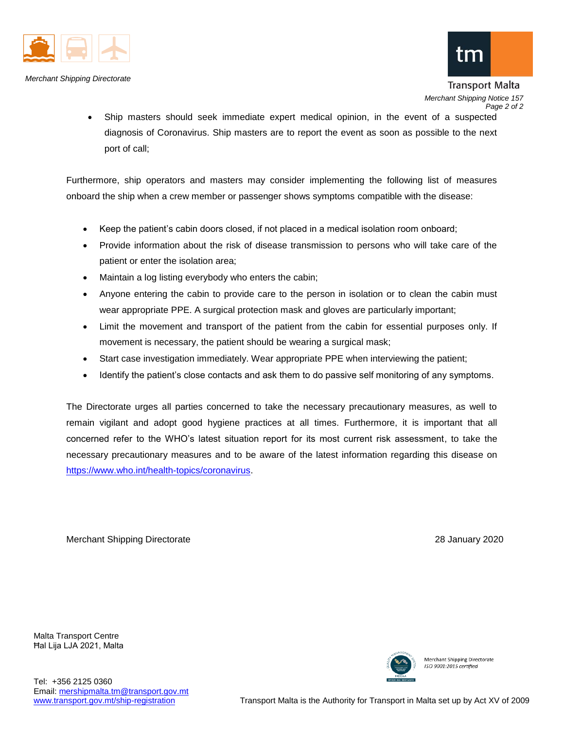- Ship masters should seek immediate expert medical opinion, in the event of a suspected diagnosis of Coronavirus. Ship masters are to report the event as soon as possible to the next port of call;

Furthermore, ship operators and masters may consider implementing the following list of measures onboard the ship when a crew member or passenger shows symptoms compatible with the disease:

- Keep the patient's cabin doors closed, if not placed in a medical isolation room onboard;
- Provide information about the risk of disease transmission to persons who will take care of the patient or enter the isolation area;
- Maintain a log listing everybody who enters the cabin;
- Anyone entering the cabin to provide care to the person in isolation or to clean the cabin must wear appropriate PPE. A surgical protection mask and gloves are particularly important;
- Limit the movement and transport of the patient from the cabin for essential purposes only. If movement is necessary, the patient should be wearing a surgical mask;
- Start case investigation immediately. Wear appropriate PPE when interviewing the patient;
- Identify the patient's close contacts and ask them to do passive self monitoring of any symptoms.

The Directorate urges all parties concerned to take the necessary precautionary measures, as well to remain vigilant and adopt good hygiene practices at all times. Furthermore, it is important that all concerned refer to the WHO's latest situation report for its most current risk assessment, to take the necessary precautionary measures and to be aware of the latest information regarding this disease on https://www.who.int/health-topics/coronavirus.

Merchant Shipping Directorate

28 January 2020

Malta Transport Centre
Ħal Lija LJA 2021, Malta

Tel: +356 2125 0360
Email: mershipmalta.tm@transport.gov.mt
www.transport.gov.mt/ship-registration

Merchant Shipping Directorate
ISO 9001:2015 certified

Transport Malta is the Authority for Transport in Malta set up by Act XV of 2009